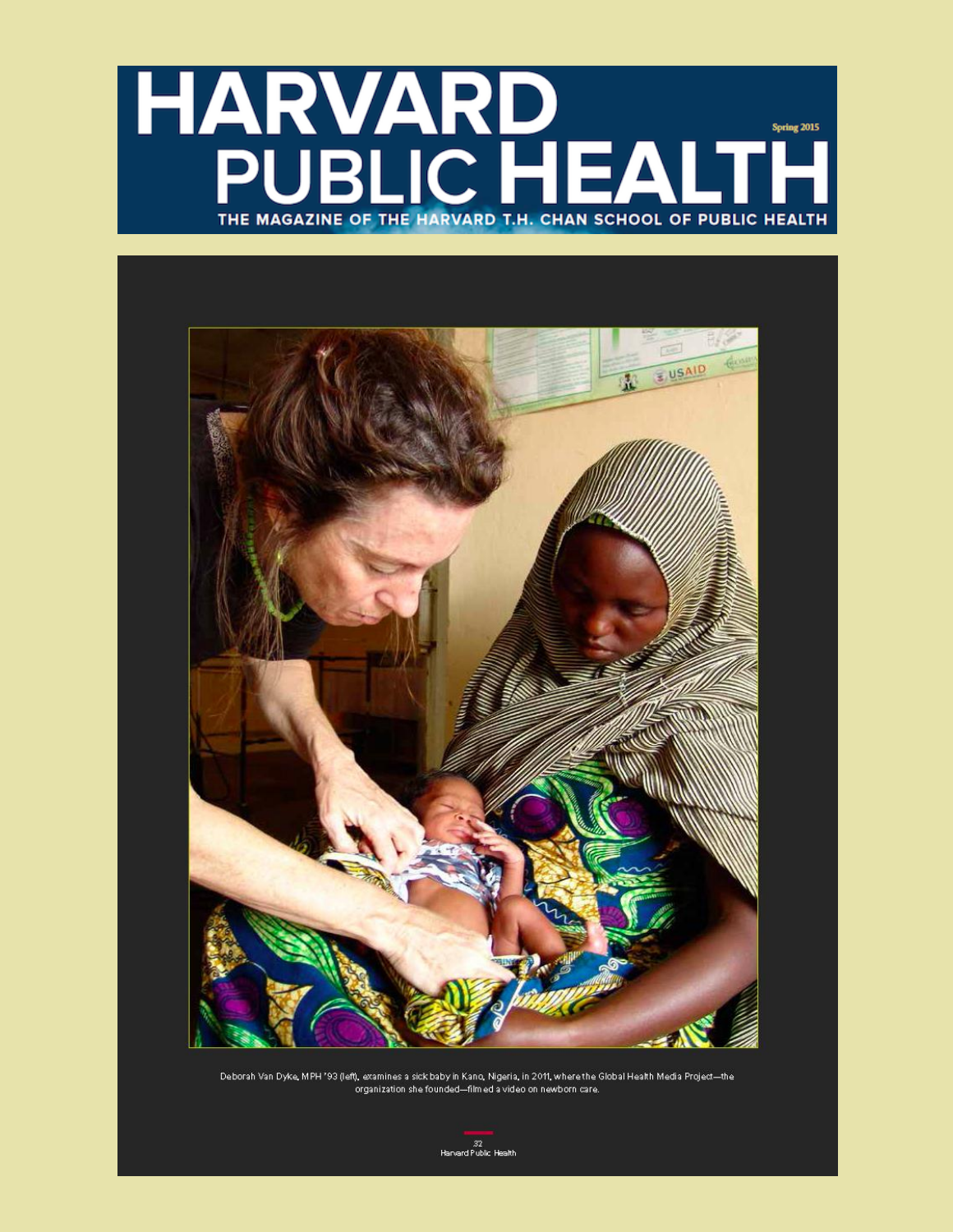# HARVARD PUBLIC HEALTH

Spring 2015

THE MAGAZINE OF THE HARVARD T.H. CHAN SCHOOL OF PUBLIC HEALTH

Deborah Van Dyke, MPH '93 (left), examines a sick baby in Kano, Nigeria, in 2011, where the Global Health Media Project—the organization she founded—filmed a video on newborn care.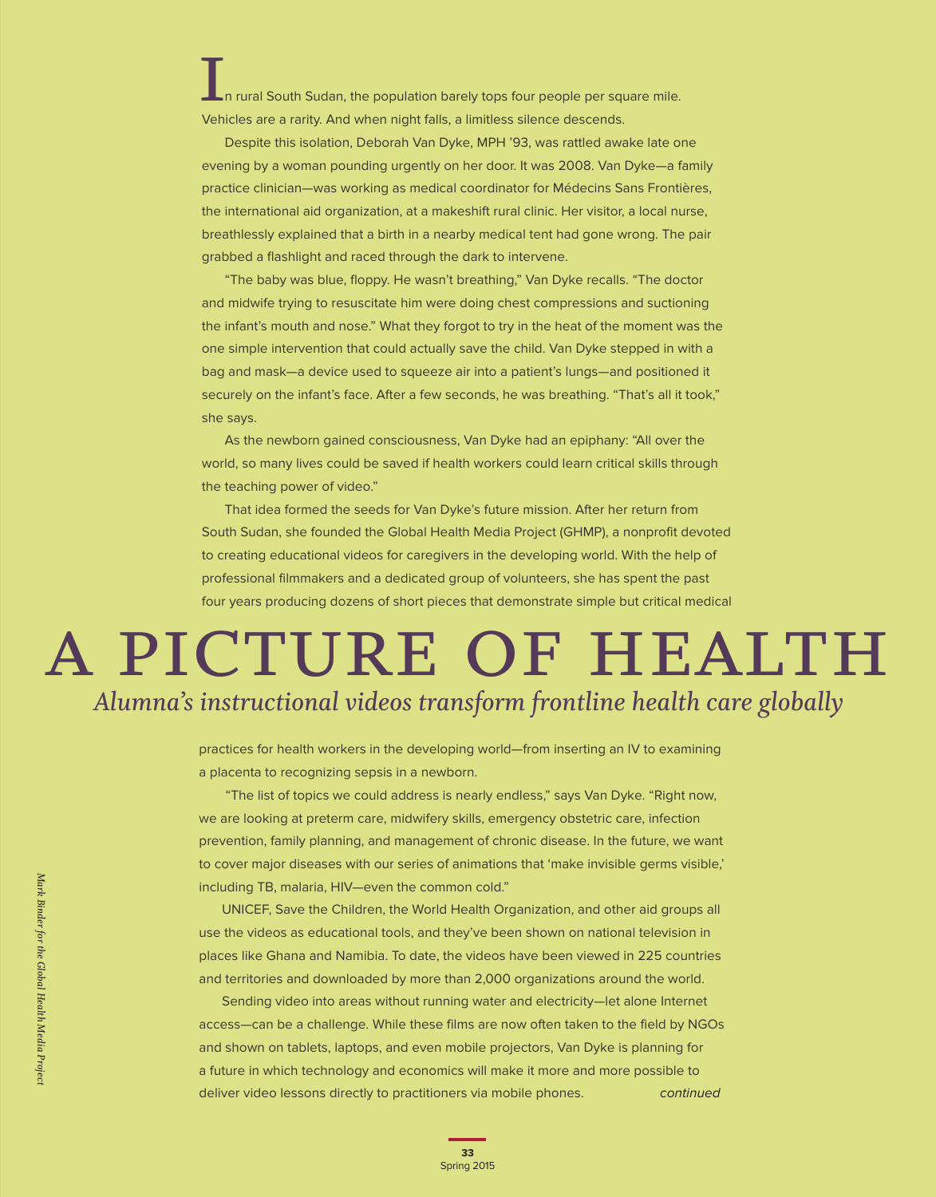In rural South Sudan, the population barely tops four people per square mile. Vehicles are a rarity. And when night falls, a limitless silence descends.

Despite this isolation, Deborah Van Dyke, MPH '93, was rattled awake late one evening by a woman pounding urgently on her door. It was 2008. Van Dyke—a family practice clinician—was working as medical coordinator for Médecins Sans Frontières, the international aid organization, at a makeshift rural clinic. Her visitor, a local nurse, breathlessly explained that a birth in a nearby medical tent had gone wrong. The pair grabbed a flashlight and raced through the dark to intervene.

"The baby was blue, floppy. He wasn't breathing," Van Dyke recalls. "The doctor and midwife trying to resuscitate him were doing chest compressions and suctioning the infant's mouth and nose." What they forgot to try in the heat of the moment was the one simple intervention that could actually save the child. Van Dyke stepped in with a bag and mask—a device used to squeeze air into a patient's lungs—and positioned it securely on the infant's face. After a few seconds, he was breathing. "That's all it took," she says.

As the newborn gained consciousness, Van Dyke had an epiphany: "All over the world, so many lives could be saved if health workers could learn critical skills through the teaching power of video."

That idea formed the seeds for Van Dyke's future mission. After her return from South Sudan, she founded the Global Health Media Project (GHMP), a nonprofit devoted to creating educational videos for caregivers in the developing world. With the help of professional filmmakers and a dedicated group of volunteers, she has spent the past four years producing dozens of short pieces that demonstrate simple but critical medical practices for health workers in the developing world—from inserting an IV to examining a placenta to recognizing sepsis in a newborn.

# A PICTURE OF HEALTH

## *Alumna's instructional videos transform frontline health care globally*

"The list of topics we could address is nearly endless," says Van Dyke. "Right now, we are looking at preterm care, midwifery skills, emergency obstetric care, infection prevention, family planning, and management of chronic disease. In the future, we want to cover major diseases with our series of animations that 'make invisible germs visible,' including TB, malaria, HIV—even the common cold."

UNICEF, Save the Children, the World Health Organization, and other aid groups all use the videos as educational tools, and they've been shown on national television in places like Ghana and Namibia. To date, the videos have been viewed in 225 countries and territories and downloaded by more than 2,000 organizations around the world.

Sending video into areas without running water and electricity—let alone Internet access—can be a challenge. While these films are now often taken to the field by NGOs and shown on tablets, laptops, and even mobile projectors, Van Dyke is planning for a future in which technology and economics will make it more and more possible to deliver video lessons directly to practitioners via mobile phones. *continued*

*Mark Binder for the Global Health Media Project*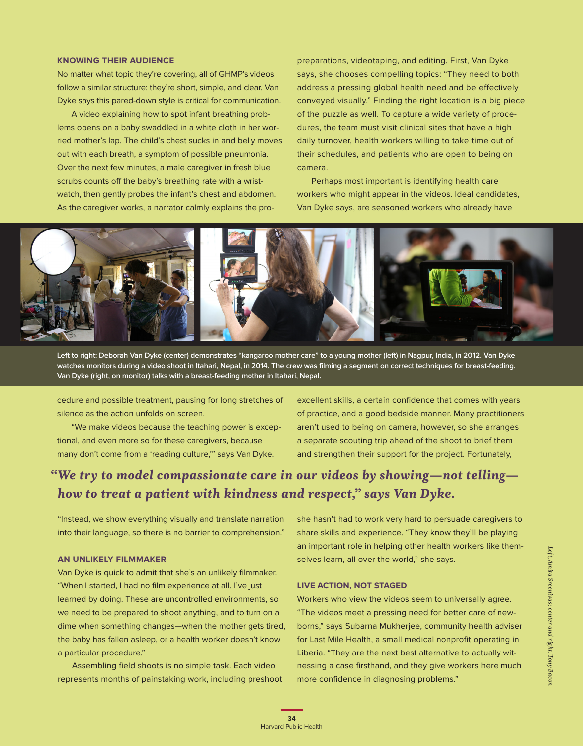### KNOWING THEIR AUDIENCE

No matter what topic they're covering, all of GHMP's videos follow a similar structure: they're short, simple, and clear. Van Dyke says this pared-down style is critical for communication.

A video explaining how to spot infant breathing problems opens on a baby swaddled in a white cloth in her worried mother's lap. The child's chest sucks in and belly moves out with each breath, a symptom of possible pneumonia. Over the next few minutes, a male caregiver in fresh blue scrubs counts off the baby's breathing rate with a wristwatch, then gently probes the infant's chest and abdomen. As the caregiver works, a narrator calmly explains the procedure and possible treatment, pausing for long stretches of silence as the action unfolds on screen.

"We make videos because the teaching power is exceptional, and even more so for these caregivers, because many don't come from a 'reading culture,'" says Van Dyke. "Instead, we show everything visually and translate narration into their language, so there is no barrier to comprehension."

Left to right: Deborah Van Dyke (center) demonstrates "kangaroo mother care" to a young mother (left) in Nagpur, India, in 2012. Van Dyke watches monitors during a video shoot in Itahari, Nepal, in 2014. The crew was filming a segment on correct techniques for breast-feeding. Van Dyke (right, on monitor) talks with a breast-feeding mother in Itahari, Nepal.

*Left, Amita Sreenivas; center and right, Tony Bacon*

### AN UNLIKELY FILMMAKER

Van Dyke is quick to admit that she's an unlikely filmmaker. "When I started, I had no film experience at all. I've just learned by doing. These are uncontrolled environments, so we need to be prepared to shoot anything, and to turn on a dime when something changes—when the mother gets tired, the baby has fallen asleep, or a health worker doesn't know a particular procedure."

Assembling field shoots is no simple task. Each video represents months of painstaking work, including preshoot preparations, videotaping, and editing. First, Van Dyke says, she chooses compelling topics: "They need to both address a pressing global health need and be effectively conveyed visually." Finding the right location is a big piece of the puzzle as well. To capture a wide variety of procedures, the team must visit clinical sites that have a high daily turnover, health workers willing to take time out of their schedules, and patients who are open to being on camera.

Perhaps most important is identifying health care workers who might appear in the videos. Ideal candidates, Van Dyke says, are seasoned workers who already have excellent skills, a certain confidence that comes with years of practice, and a good bedside manner. Many practitioners aren't used to being on camera, however, so she arranges a separate scouting trip ahead of the shoot to brief them and strengthen their support for the project. Fortunately, she hasn't had to work very hard to persuade caregivers to share skills and experience. "They know they'll be playing an important role in helping other health workers like themselves learn, all over the world," she says.

> ***"We try to model compassionate care in our videos by showing—not telling—how to treat a patient with kindness and respect," says Van Dyke.***

### LIVE ACTION, NOT STAGED

Workers who view the videos seem to universally agree. "The videos meet a pressing need for better care of newborns," says Subarna Mukherjee, community health adviser for Last Mile Health, a small medical nonprofit operating in Liberia. "They are the next best alternative to actually witnessing a case firsthand, and they give workers here much more confidence in diagnosing problems."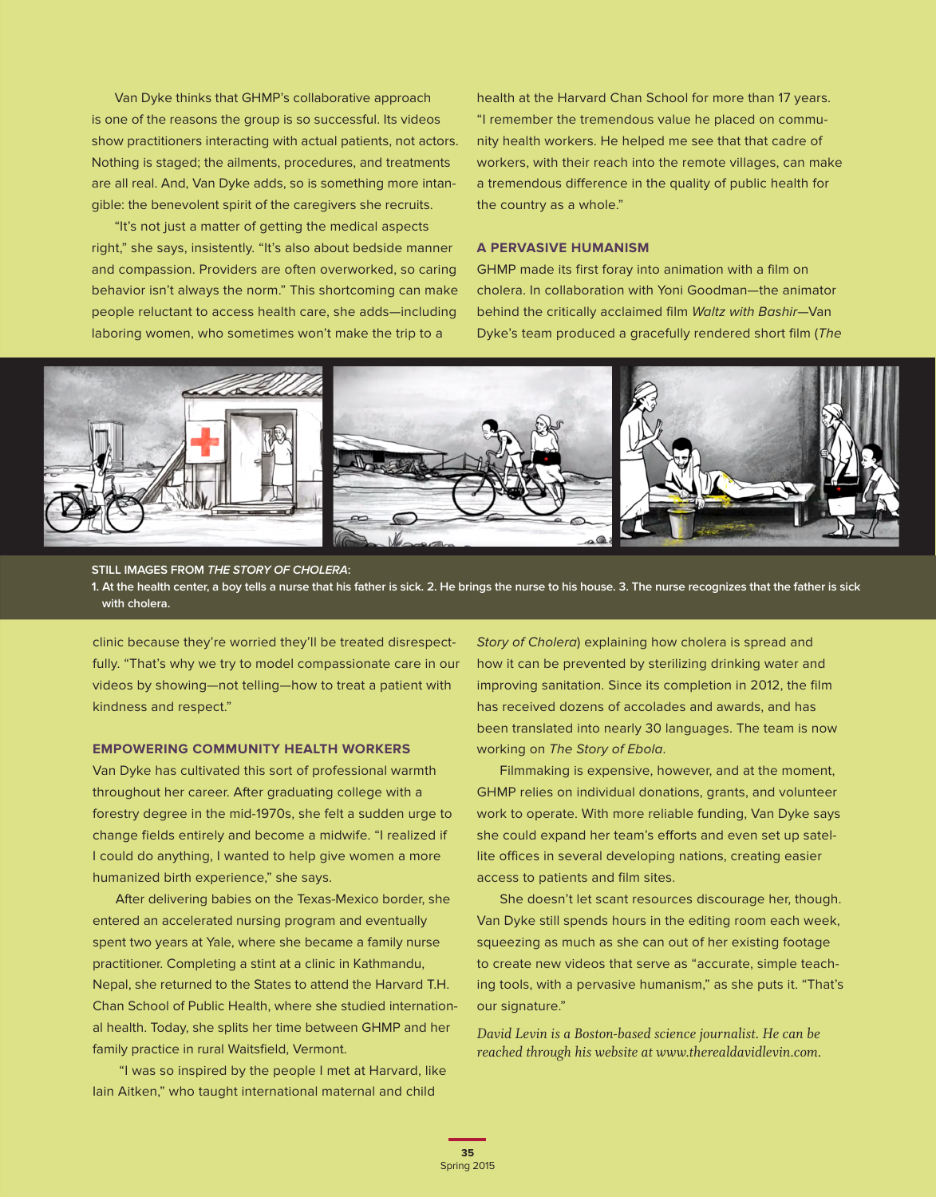Van Dyke thinks that GHMP's collaborative approach is one of the reasons the group is so successful. Its videos show practitioners interacting with actual patients, not actors. Nothing is staged; the ailments, procedures, and treatments are all real. And, Van Dyke adds, so is something more intangible: the benevolent spirit of the caregivers she recruits.

"It's not just a matter of getting the medical aspects right," she says, insistently. "It's also about bedside manner and compassion. Providers are often overworked, so caring behavior isn't always the norm." This shortcoming can make people reluctant to access health care, she adds—including laboring women, who sometimes won't make the trip to a clinic because they're worried they'll be treated disrespectfully. "That's why we try to model compassionate care in our videos by showing—not telling—how to treat a patient with kindness and respect."

### EMPOWERING COMMUNITY HEALTH WORKERS

Van Dyke has cultivated this sort of professional warmth throughout her career. After graduating college with a forestry degree in the mid-1970s, she felt a sudden urge to change fields entirely and become a midwife. "I realized if I could do anything, I wanted to help give women a more humanized birth experience," she says.

After delivering babies on the Texas-Mexico border, she entered an accelerated nursing program and eventually spent two years at Yale, where she became a family nurse practitioner. Completing a stint at a clinic in Kathmandu, Nepal, she returned to the States to attend the Harvard T.H. Chan School of Public Health, where she studied international health. Today, she splits her time between GHMP and her family practice in rural Waitsfield, Vermont.

"I was so inspired by the people I met at Harvard, like Iain Aitken," who taught international maternal and child health at the Harvard Chan School for more than 17 years. "I remember the tremendous value he placed on community health workers. He helped me see that that cadre of workers, with their reach into the remote villages, can make a tremendous difference in the quality of public health for the country as a whole."

### A PERVASIVE HUMANISM

GHMP made its first foray into animation with a film on cholera. In collaboration with Yoni Goodman—the animator behind the critically acclaimed film *Waltz with Bashir*—Van Dyke's team produced a gracefully rendered short film (*The Story of Cholera*) explaining how cholera is spread and how it can be prevented by sterilizing drinking water and improving sanitation. Since its completion in 2012, the film has received dozens of accolades and awards, and has been translated into nearly 30 languages. The team is now working on *The Story of Ebola*.

Filmmaking is expensive, however, and at the moment, GHMP relies on individual donations, grants, and volunteer work to operate. With more reliable funding, Van Dyke says she could expand her team's efforts and even set up satellite offices in several developing nations, creating easier access to patients and film sites.

She doesn't let scant resources discourage her, though. Van Dyke still spends hours in the editing room each week, squeezing as much as she can out of her existing footage to create new videos that serve as "accurate, simple teaching tools, with a pervasive humanism," as she puts it. "That's our signature."

**STILL IMAGES FROM *THE STORY OF CHOLERA*:**
**1. At the health center, a boy tells a nurse that his father is sick. 2. He brings the nurse to his house. 3. The nurse recognizes that the father is sick with cholera.**

*David Levin is a Boston-based science journalist. He can be reached through his website at www.therealdavidlevin.com.*